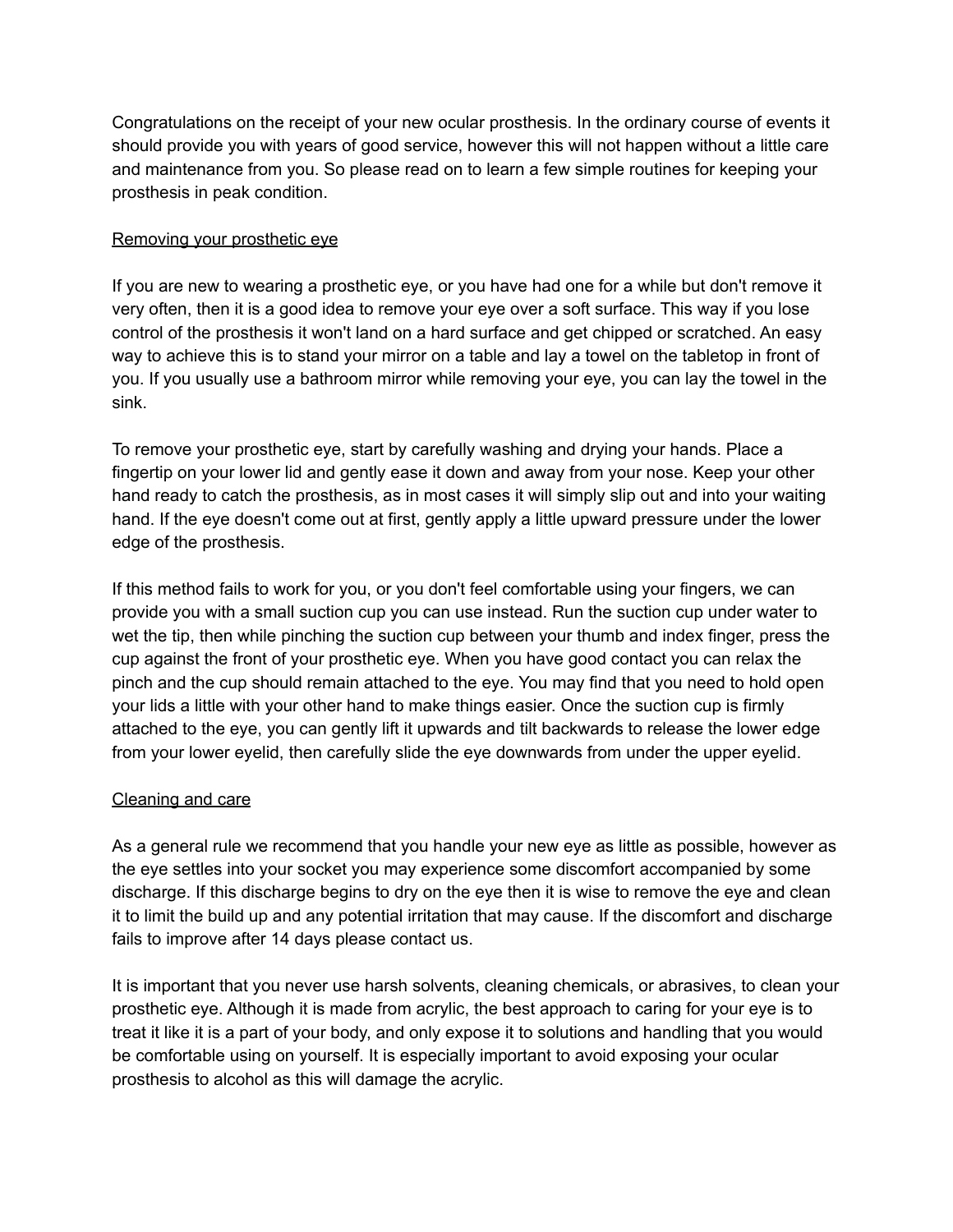Congratulations on the receipt of your new ocular prosthesis. In the ordinary course of events it should provide you with years of good service, however this will not happen without a little care and maintenance from you. So please read on to learn a few simple routines for keeping your prosthesis in peak condition.

## Removing your prosthetic eye

If you are new to wearing a prosthetic eye, or you have had one for a while but don't remove it very often, then it is a good idea to remove your eye over a soft surface. This way if you lose control of the prosthesis it won't land on a hard surface and get chipped or scratched. An easy way to achieve this is to stand your mirror on a table and lay a towel on the tabletop in front of you. If you usually use a bathroom mirror while removing your eye, you can lay the towel in the sink.

To remove your prosthetic eye, start by carefully washing and drying your hands. Place a fingertip on your lower lid and gently ease it down and away from your nose. Keep your other hand ready to catch the prosthesis, as in most cases it will simply slip out and into your waiting hand. If the eye doesn't come out at first, gently apply a little upward pressure under the lower edge of the prosthesis.

If this method fails to work for you, or you don't feel comfortable using your fingers, we can provide you with a small suction cup you can use instead. Run the suction cup under water to wet the tip, then while pinching the suction cup between your thumb and index finger, press the cup against the front of your prosthetic eye. When you have good contact you can relax the pinch and the cup should remain attached to the eye. You may find that you need to hold open your lids a little with your other hand to make things easier. Once the suction cup is firmly attached to the eye, you can gently lift it upwards and tilt backwards to release the lower edge from your lower eyelid, then carefully slide the eye downwards from under the upper eyelid.

## Cleaning and care

As a general rule we recommend that you handle your new eye as little as possible, however as the eye settles into your socket you may experience some discomfort accompanied by some discharge. If this discharge begins to dry on the eye then it is wise to remove the eye and clean it to limit the build up and any potential irritation that may cause. If the discomfort and discharge fails to improve after 14 days please contact us.

It is important that you never use harsh solvents, cleaning chemicals, or abrasives, to clean your prosthetic eye. Although it is made from acrylic, the best approach to caring for your eye is to treat it like it is a part of your body, and only expose it to solutions and handling that you would be comfortable using on yourself. It is especially important to avoid exposing your ocular prosthesis to alcohol as this will damage the acrylic.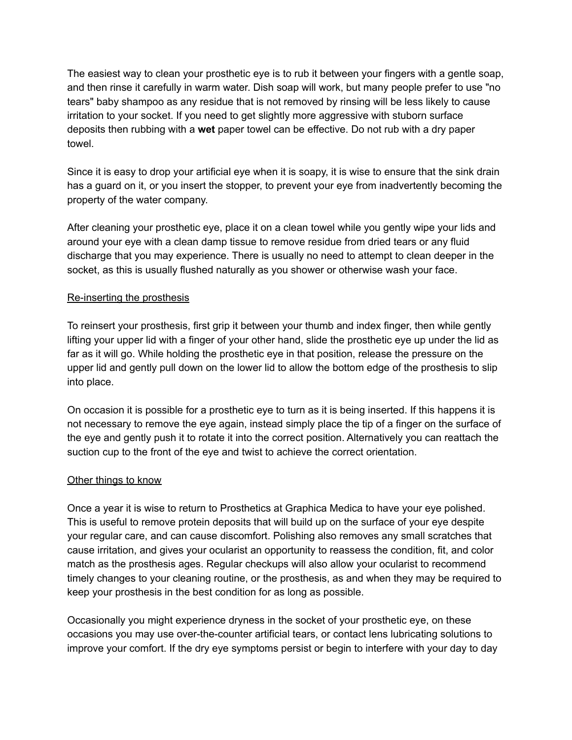The easiest way to clean your prosthetic eye is to rub it between your fingers with a gentle soap, and then rinse it carefully in warm water. Dish soap will work, but many people prefer to use "no tears" baby shampoo as any residue that is not removed by rinsing will be less likely to cause irritation to your socket. If you need to get slightly more aggressive with stuborn surface deposits then rubbing with a **wet** paper towel can be effective. Do not rub with a dry paper towel.

Since it is easy to drop your artificial eye when it is soapy, it is wise to ensure that the sink drain has a guard on it, or you insert the stopper, to prevent your eye from inadvertently becoming the property of the water company.

After cleaning your prosthetic eye, place it on a clean towel while you gently wipe your lids and around your eye with a clean damp tissue to remove residue from dried tears or any fluid discharge that you may experience. There is usually no need to attempt to clean deeper in the socket, as this is usually flushed naturally as you shower or otherwise wash your face.

<u>Re-inserting the prosthesis</u>

To reinsert your prosthesis, first grip it between your thumb and index finger, then while gently lifting your upper lid with a finger of your other hand, slide the prosthetic eye up under the lid as far as it will go. While holding the prosthetic eye in that position, release the pressure on the upper lid and gently pull down on the lower lid to allow the bottom edge of the prosthesis to slip into place.

On occasion it is possible for a prosthetic eye to turn as it is being inserted. If this happens it is not necessary to remove the eye again, instead simply place the tip of a finger on the surface of the eye and gently push it to rotate it into the correct position. Alternatively you can reattach the suction cup to the front of the eye and twist to achieve the correct orientation.

<u>Other things to know</u>

Once a year it is wise to return to Prosthetics at Graphica Medica to have your eye polished. This is useful to remove protein deposits that will build up on the surface of your eye despite your regular care, and can cause discomfort. Polishing also removes any small scratches that cause irritation, and gives your ocularist an opportunity to reassess the condition, fit, and color match as the prosthesis ages. Regular checkups will also allow your ocularist to recommend timely changes to your cleaning routine, or the prosthesis, as and when they may be required to keep your prosthesis in the best condition for as long as possible.

Occasionally you might experience dryness in the socket of your prosthetic eye, on these occasions you may use over-the-counter artificial tears, or contact lens lubricating solutions to improve your comfort. If the dry eye symptoms persist or begin to interfere with your day to day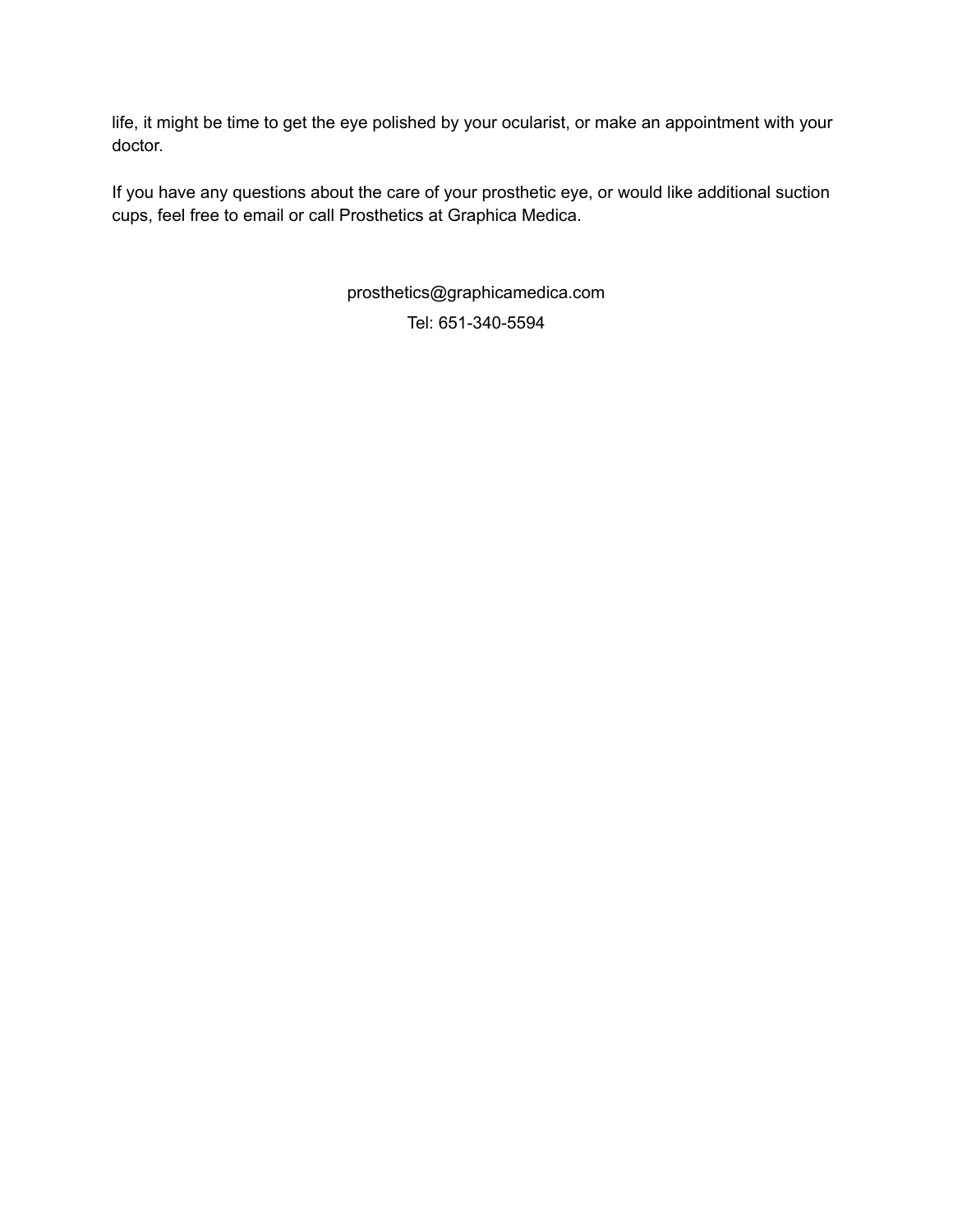life, it might be time to get the eye polished by your ocularist, or make an appointment with your doctor.

If you have any questions about the care of your prosthetic eye, or would like additional suction cups, feel free to email or call Prosthetics at Graphica Medica.

prosthetics@graphicamedica.com

Tel: 651-340-5594